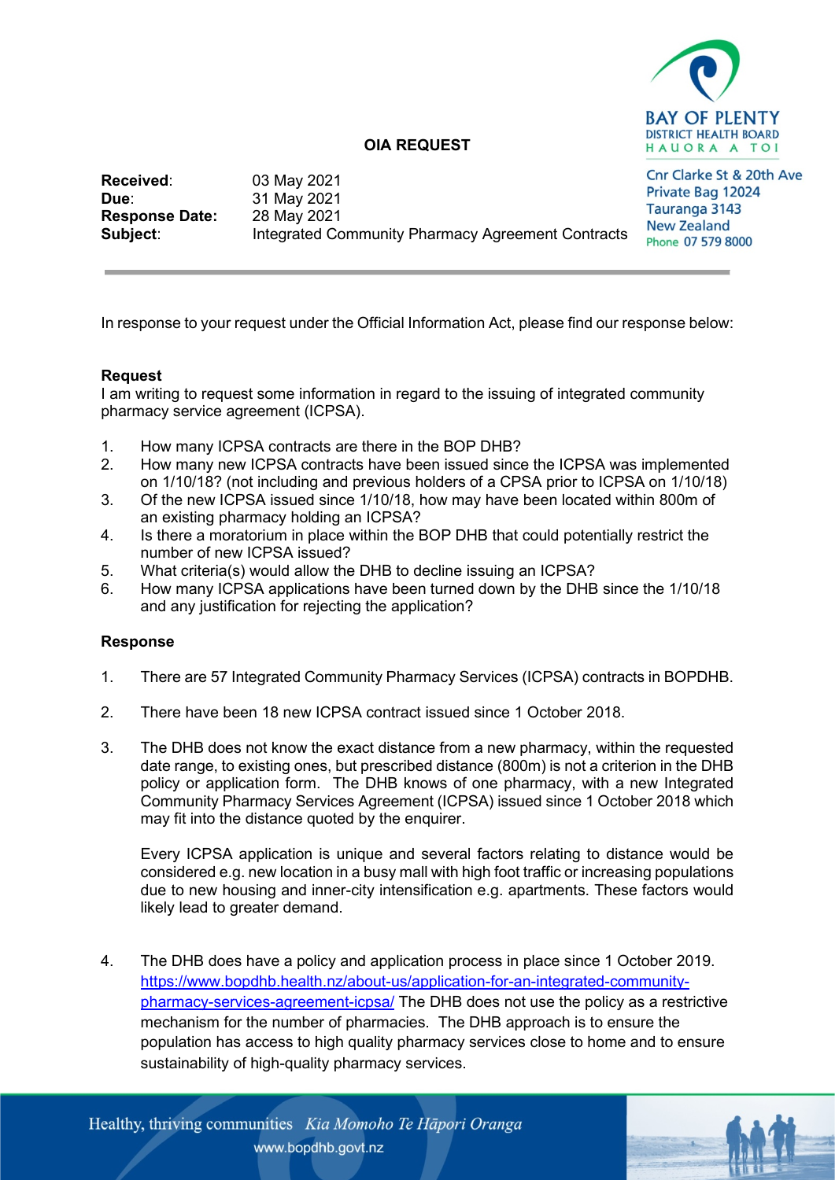**BAY OF PLENTY**
**DISTRICT HEALTH BOARD**
**HAUORA A TOI**

Cnr Clarke St & 20th Ave
Private Bag 12024
Tauranga 3143
New Zealand
Phone 07 579 8000

## OIA REQUEST

| | |
|---|---|
| **Received**: | 03 May 2021 |
| **Due**: | 31 May 2021 |
| **Response Date:** | 28 May 2021 |
| **Subject**: | Integrated Community Pharmacy Agreement Contracts |

In response to your request under the Official Information Act, please find our response below:

### Request

I am writing to request some information in regard to the issuing of integrated community pharmacy service agreement (ICPSA).

1. How many ICPSA contracts are there in the BOP DHB?
2. How many new ICPSA contracts have been issued since the ICPSA was implemented on 1/10/18? (not including and previous holders of a CPSA prior to ICPSA on 1/10/18)
3. Of the new ICPSA issued since 1/10/18, how may have been located within 800m of an existing pharmacy holding an ICPSA?
4. Is there a moratorium in place within the BOP DHB that could potentially restrict the number of new ICPSA issued?
5. What criteria(s) would allow the DHB to decline issuing an ICPSA?
6. How many ICPSA applications have been turned down by the DHB since the 1/10/18 and any justification for rejecting the application?

### Response

1. There are 57 Integrated Community Pharmacy Services (ICPSA) contracts in BOPDHB.

2. There have been 18 new ICPSA contract issued since 1 October 2018.

3. The DHB does not know the exact distance from a new pharmacy, within the requested date range, to existing ones, but prescribed distance (800m) is not a criterion in the DHB policy or application form. The DHB knows of one pharmacy, with a new Integrated Community Pharmacy Services Agreement (ICPSA) issued since 1 October 2018 which may fit into the distance quoted by the enquirer.

   Every ICPSA application is unique and several factors relating to distance would be considered e.g. new location in a busy mall with high foot traffic or increasing populations due to new housing and inner-city intensification e.g. apartments. These factors would likely lead to greater demand.

4. The DHB does have a policy and application process in place since 1 October 2019. https://www.bopdhb.health.nz/about-us/application-for-an-integrated-community-pharmacy-services-agreement-icpsa/ The DHB does not use the policy as a restrictive mechanism for the number of pharmacies. The DHB approach is to ensure the population has access to high quality pharmacy services close to home and to ensure sustainability of high-quality pharmacy services.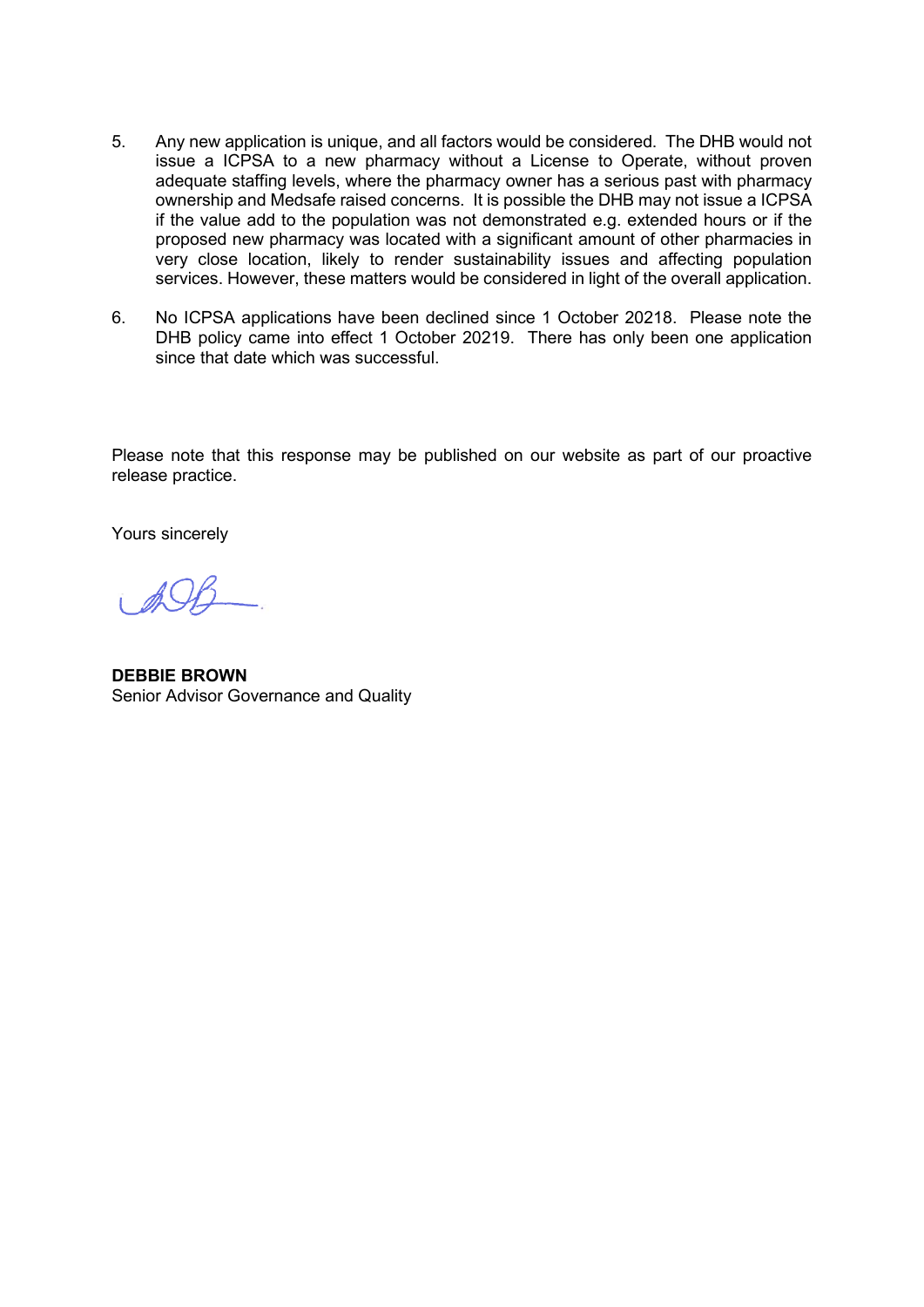5. Any new application is unique, and all factors would be considered. The DHB would not issue a ICPSA to a new pharmacy without a License to Operate, without proven adequate staffing levels, where the pharmacy owner has a serious past with pharmacy ownership and Medsafe raised concerns. It is possible the DHB may not issue a ICPSA if the value add to the population was not demonstrated e.g. extended hours or if the proposed new pharmacy was located with a significant amount of other pharmacies in very close location, likely to render sustainability issues and affecting population services. However, these matters would be considered in light of the overall application.

6. No ICPSA applications have been declined since 1 October 20218. Please note the DHB policy came into effect 1 October 20219. There has only been one application since that date which was successful.

Please note that this response may be published on our website as part of our proactive release practice.

Yours sincerely

**DEBBIE BROWN**
Senior Advisor Governance and Quality